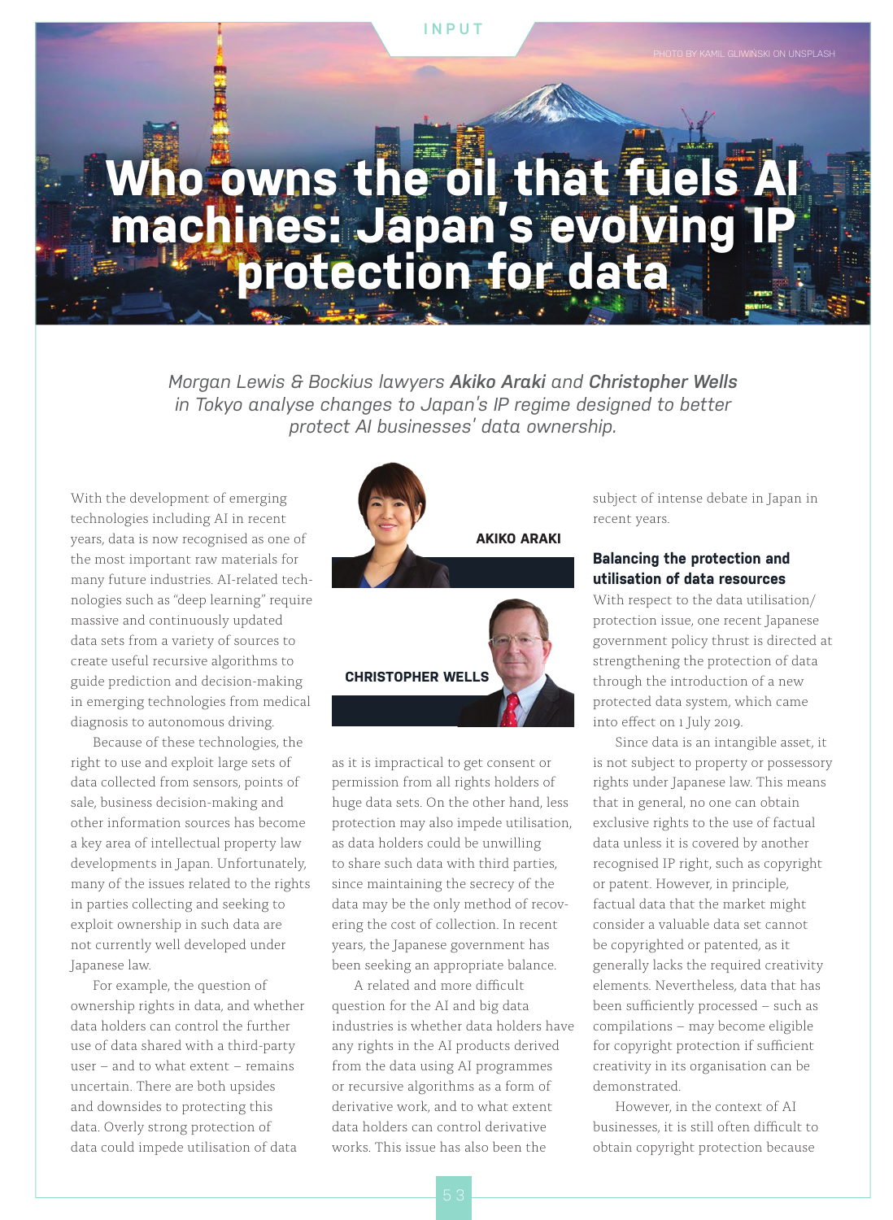INPUT

PHOTO BY KAMIL GLIWIŃSKI ON UNSPLASH

# Who owns the oil that fuels AI machines: Japan's evolving IP protection for data

*Morgan Lewis & Bockius lawyers **Akiko Araki** and **Christopher Wells** in Tokyo analyse changes to Japan's IP regime designed to better protect AI businesses' data ownership.*

AKIKO ARAKI

CHRISTOPHER WELLS

With the development of emerging technologies including AI in recent years, data is now recognised as one of the most important raw materials for many future industries. AI-related technologies such as "deep learning" require massive and continuously updated data sets from a variety of sources to create useful recursive algorithms to guide prediction and decision-making in emerging technologies from medical diagnosis to autonomous driving.

Because of these technologies, the right to use and exploit large sets of data collected from sensors, points of sale, business decision-making and other information sources has become a key area of intellectual property law developments in Japan. Unfortunately, many of the issues related to the rights in parties collecting and seeking to exploit ownership in such data are not currently well developed under Japanese law.

For example, the question of ownership rights in data, and whether data holders can control the further use of data shared with a third-party user – and to what extent – remains uncertain. There are both upsides and downsides to protecting this data. Overly strong protection of data could impede utilisation of data as it is impractical to get consent or permission from all rights holders of huge data sets. On the other hand, less protection may also impede utilisation, as data holders could be unwilling to share such data with third parties, since maintaining the secrecy of the data may be the only method of recovering the cost of collection. In recent years, the Japanese government has been seeking an appropriate balance.

A related and more difficult question for the AI and big data industries is whether data holders have any rights in the AI products derived from the data using AI programmes or recursive algorithms as a form of derivative work, and to what extent data holders can control derivative works. This issue has also been the subject of intense debate in Japan in recent years.

### Balancing the protection and utilisation of data resources

With respect to the data utilisation/protection issue, one recent Japanese government policy thrust is directed at strengthening the protection of data through the introduction of a new protected data system, which came into effect on 1 July 2019.

Since data is an intangible asset, it is not subject to property or possessory rights under Japanese law. This means that in general, no one can obtain exclusive rights to the use of factual data unless it is covered by another recognised IP right, such as copyright or patent. However, in principle, factual data that the market might consider a valuable data set cannot be copyrighted or patented, as it generally lacks the required creativity elements. Nevertheless, data that has been sufficiently processed – such as compilations – may become eligible for copyright protection if sufficient creativity in its organisation can be demonstrated.

However, in the context of AI businesses, it is still often difficult to obtain copyright protection because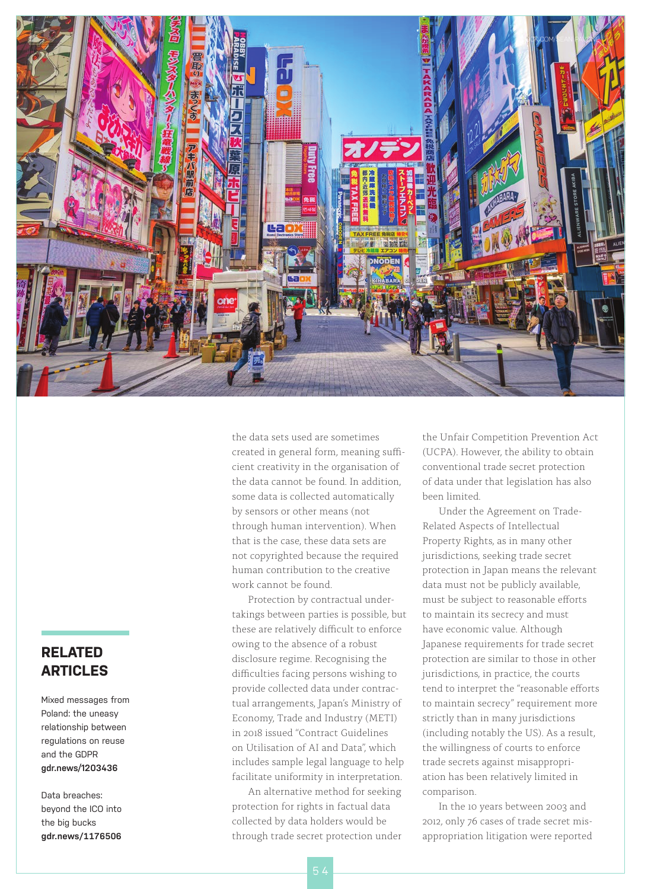the data sets used are sometimes created in general form, meaning sufficient creativity in the organisation of the data cannot be found. In addition, some data is collected automatically by sensors or other means (not through human intervention). When that is the case, these data sets are not copyrighted because the required human contribution to the creative work cannot be found.

Protection by contractual undertakings between parties is possible, but these are relatively difficult to enforce owing to the absence of a robust disclosure regime. Recognising the difficulties facing persons wishing to provide collected data under contractual arrangements, Japan's Ministry of Economy, Trade and Industry (METI) in 2018 issued "Contract Guidelines on Utilisation of AI and Data", which includes sample legal language to help facilitate uniformity in interpretation.

An alternative method for seeking protection for rights in factual data collected by data holders would be through trade secret protection under the Unfair Competition Prevention Act (UCPA). However, the ability to obtain conventional trade secret protection of data under that legislation has also been limited.

Under the Agreement on Trade-Related Aspects of Intellectual Property Rights, as in many other jurisdictions, seeking trade secret protection in Japan means the relevant data must not be publicly available, must be subject to reasonable efforts to maintain its secrecy and must have economic value. Although Japanese requirements for trade secret protection are similar to those in other jurisdictions, in practice, the courts tend to interpret the "reasonable efforts to maintain secrecy" requirement more strictly than in many jurisdictions (including notably the US). As a result, the willingness of courts to enforce trade secrets against misappropriation has been relatively limited in comparison.

In the 10 years between 2003 and 2012, only 76 cases of trade secret misappropriation litigation were reported

## RELATED ARTICLES

Mixed messages from Poland: the uneasy relationship between regulations on reuse and the GDPR
**gdr.news/1203436**

Data breaches: beyond the ICO into the big bucks
**gdr.news/1176506**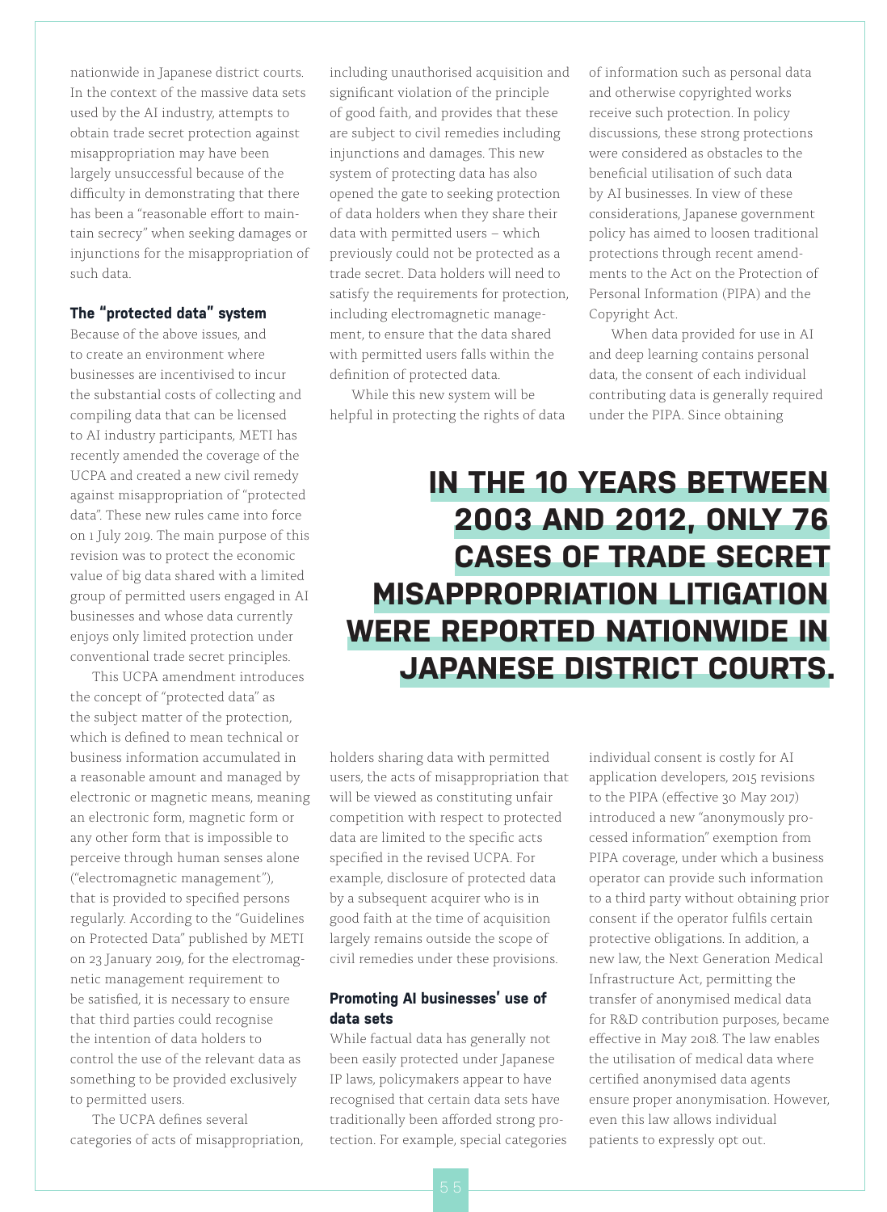nationwide in Japanese district courts. In the context of the massive data sets used by the AI industry, attempts to obtain trade secret protection against misappropriation may have been largely unsuccessful because of the difficulty in demonstrating that there has been a "reasonable effort to maintain secrecy" when seeking damages or injunctions for the misappropriation of such data.

### The "protected data" system

Because of the above issues, and to create an environment where businesses are incentivised to incur the substantial costs of collecting and compiling data that can be licensed to AI industry participants, METI has recently amended the coverage of the UCPA and created a new civil remedy against misappropriation of "protected data". These new rules came into force on 1 July 2019. The main purpose of this revision was to protect the economic value of big data shared with a limited group of permitted users engaged in AI businesses and whose data currently enjoys only limited protection under conventional trade secret principles.

This UCPA amendment introduces the concept of "protected data" as the subject matter of the protection, which is defined to mean technical or business information accumulated in a reasonable amount and managed by electronic or magnetic means, meaning an electronic form, magnetic form or any other form that is impossible to perceive through human senses alone ("electromagnetic management"), that is provided to specified persons regularly. According to the "Guidelines on Protected Data" published by METI on 23 January 2019, for the electromagnetic management requirement to be satisfied, it is necessary to ensure that third parties could recognise the intention of data holders to control the use of the relevant data as something to be provided exclusively to permitted users.

The UCPA defines several categories of acts of misappropriation, including unauthorised acquisition and significant violation of the principle of good faith, and provides that these are subject to civil remedies including injunctions and damages. This new system of protecting data has also opened the gate to seeking protection of data holders when they share their data with permitted users – which previously could not be protected as a trade secret. Data holders will need to satisfy the requirements for protection, including electromagnetic management, to ensure that the data shared with permitted users falls within the definition of protected data.

While this new system will be helpful in protecting the rights of data holders sharing data with permitted users, the acts of misappropriation that will be viewed as constituting unfair competition with respect to protected data are limited to the specific acts specified in the revised UCPA. For example, disclosure of protected data by a subsequent acquirer who is in good faith at the time of acquisition largely remains outside the scope of civil remedies under these provisions.

**IN THE 10 YEARS BETWEEN 2003 AND 2012, ONLY 76 CASES OF TRADE SECRET MISAPPROPRIATION LITIGATION WERE REPORTED NATIONWIDE IN JAPANESE DISTRICT COURTS.**

### Promoting AI businesses' use of data sets

While factual data has generally not been easily protected under Japanese IP laws, policymakers appear to have recognised that certain data sets have traditionally been afforded strong protection. For example, special categories of information such as personal data and otherwise copyrighted works receive such protection. In policy discussions, these strong protections were considered as obstacles to the beneficial utilisation of such data by AI businesses. In view of these considerations, Japanese government policy has aimed to loosen traditional protections through recent amendments to the Act on the Protection of Personal Information (PIPA) and the Copyright Act.

When data provided for use in AI and deep learning contains personal data, the consent of each individual contributing data is generally required under the PIPA. Since obtaining individual consent is costly for AI application developers, 2015 revisions to the PIPA (effective 30 May 2017) introduced a new "anonymously processed information" exemption from PIPA coverage, under which a business operator can provide such information to a third party without obtaining prior consent if the operator fulfils certain protective obligations. In addition, a new law, the Next Generation Medical Infrastructure Act, permitting the transfer of anonymised medical data for R&D contribution purposes, became effective in May 2018. The law enables the utilisation of medical data where certified anonymised data agents ensure proper anonymisation. However, even this law allows individual patients to expressly opt out.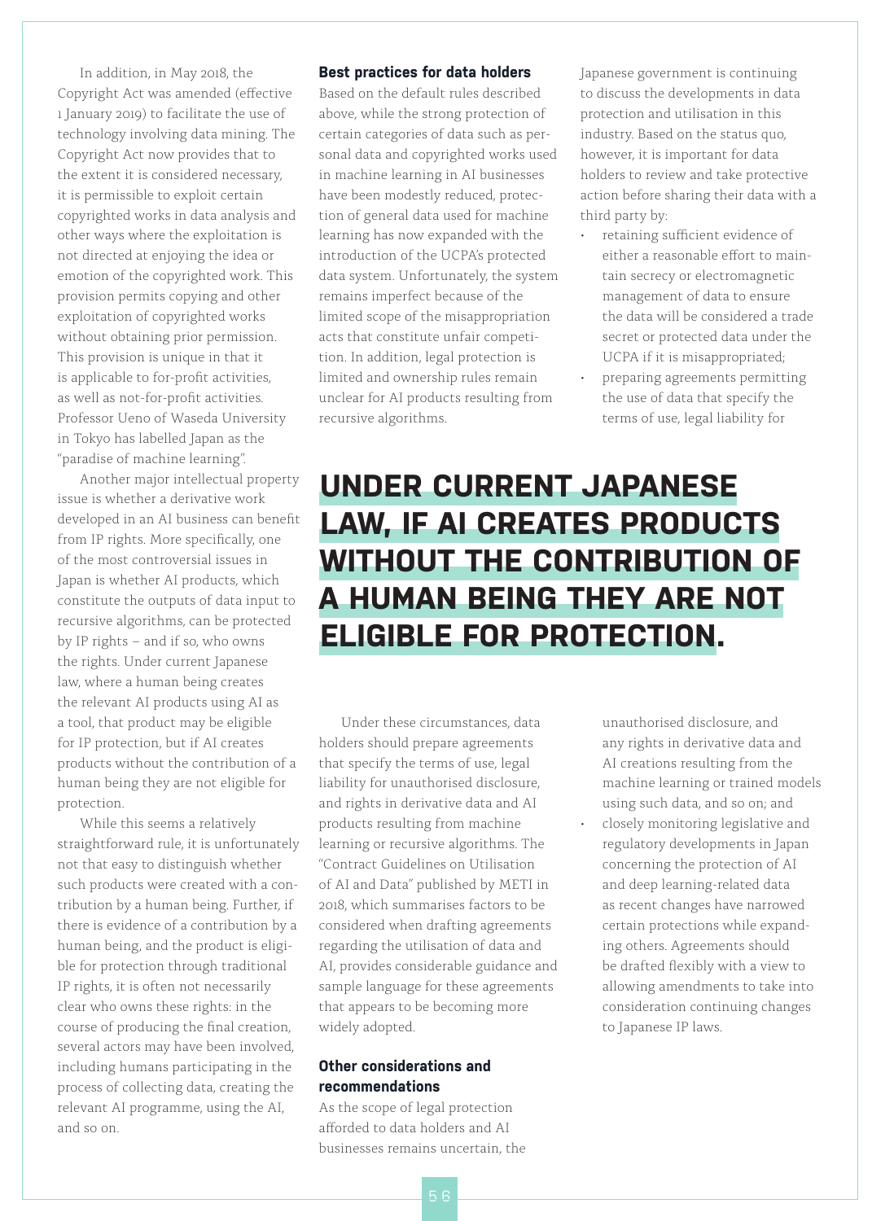In addition, in May 2018, the Copyright Act was amended (effective 1 January 2019) to facilitate the use of technology involving data mining. The Copyright Act now provides that to the extent it is considered necessary, it is permissible to exploit certain copyrighted works in data analysis and other ways where the exploitation is not directed at enjoying the idea or emotion of the copyrighted work. This provision permits copying and other exploitation of copyrighted works without obtaining prior permission. This provision is unique in that it is applicable to for-profit activities, as well as not-for-profit activities. Professor Ueno of Waseda University in Tokyo has labelled Japan as the "paradise of machine learning".

Another major intellectual property issue is whether a derivative work developed in an AI business can benefit from IP rights. More specifically, one of the most controversial issues in Japan is whether AI products, which constitute the outputs of data input to recursive algorithms, can be protected by IP rights – and if so, who owns the rights. Under current Japanese law, where a human being creates the relevant AI products using AI as a tool, that product may be eligible for IP protection, but if AI creates products without the contribution of a human being they are not eligible for protection.

While this seems a relatively straightforward rule, it is unfortunately not that easy to distinguish whether such products were created with a contribution by a human being. Further, if there is evidence of a contribution by a human being, and the product is eligible for protection through traditional IP rights, it is often not necessarily clear who owns these rights: in the course of producing the final creation, several actors may have been involved, including humans participating in the process of collecting data, creating the relevant AI programme, using the AI, and so on.

### Best practices for data holders

Based on the default rules described above, while the strong protection of certain categories of data such as personal data and copyrighted works used in machine learning in AI businesses have been modestly reduced, protection of general data used for machine learning has now expanded with the introduction of the UCPA's protected data system. Unfortunately, the system remains imperfect because of the limited scope of the misappropriation acts that constitute unfair competition. In addition, legal protection is limited and ownership rules remain unclear for AI products resulting from recursive algorithms.

**UNDER CURRENT JAPANESE LAW, IF AI CREATES PRODUCTS WITHOUT THE CONTRIBUTION OF A HUMAN BEING THEY ARE NOT ELIGIBLE FOR PROTECTION.**

Under these circumstances, data holders should prepare agreements that specify the terms of use, legal liability for unauthorised disclosure, and rights in derivative data and AI products resulting from machine learning or recursive algorithms. The "Contract Guidelines on Utilisation of AI and Data" published by METI in 2018, which summarises factors to be considered when drafting agreements regarding the utilisation of data and AI, provides considerable guidance and sample language for these agreements that appears to be becoming more widely adopted.

### Other considerations and recommendations

As the scope of legal protection afforded to data holders and AI businesses remains uncertain, the Japanese government is continuing to discuss the developments in data protection and utilisation in this industry. Based on the status quo, however, it is important for data holders to review and take protective action before sharing their data with a third party by:

- retaining sufficient evidence of either a reasonable effort to maintain secrecy or electromagnetic management of data to ensure the data will be considered a trade secret or protected data under the UCPA if it is misappropriated;
- preparing agreements permitting the use of data that specify the terms of use, legal liability for unauthorised disclosure, and any rights in derivative data and AI creations resulting from the machine learning or trained models using such data, and so on; and
- closely monitoring legislative and regulatory developments in Japan concerning the protection of AI and deep learning-related data as recent changes have narrowed certain protections while expanding others. Agreements should be drafted flexibly with a view to allowing amendments to take into consideration continuing changes to Japanese IP laws.